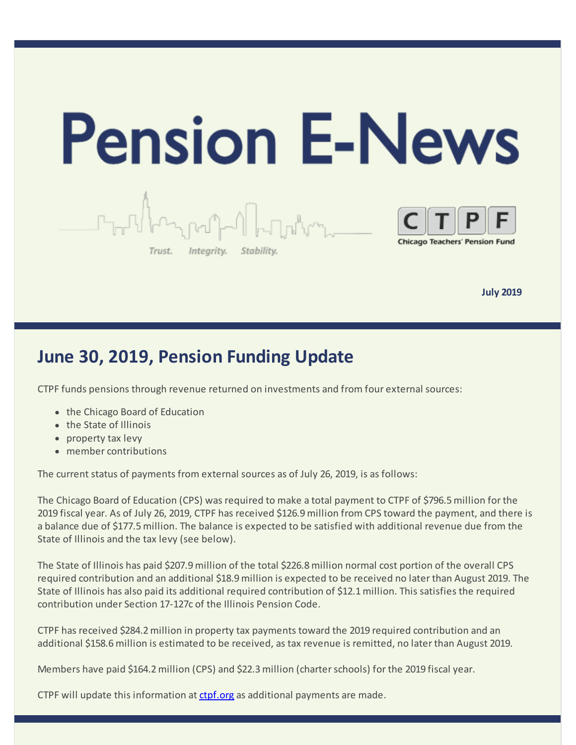# Pension E-News

Trust. Integrity. Stability.

CTPF
Chicago Teachers' Pension Fund

**July 2019**

## June 30, 2019, Pension Funding Update

CTPF funds pensions through revenue returned on investments and from four external sources:

- the Chicago Board of Education
- the State of Illinois
- property tax levy
- member contributions

The current status of payments from external sources as of July 26, 2019, is as follows:

The Chicago Board of Education (CPS) was required to make a total payment to CTPF of $796.5 million for the 2019 fiscal year. As of July 26, 2019, CTPF has received $126.9 million from CPS toward the payment, and there is a balance due of $177.5 million. The balance is expected to be satisfied with additional revenue due from the State of Illinois and the tax levy (see below).

The State of Illinois has paid $207.9 million of the total $226.8 million normal cost portion of the overall CPS required contribution and an additional $18.9 million is expected to be received no later than August 2019. The State of Illinois has also paid its additional required contribution of $12.1 million. This satisfies the required contribution under Section 17-127c of the Illinois Pension Code.

CTPF has received $284.2 million in property tax payments toward the 2019 required contribution and an additional $158.6 million is estimated to be received, as tax revenue is remitted, no later than August 2019.

Members have paid $164.2 million (CPS) and $22.3 million (charter schools) for the 2019 fiscal year.

CTPF will update this information at [ctpf.org](ctpf.org) as additional payments are made.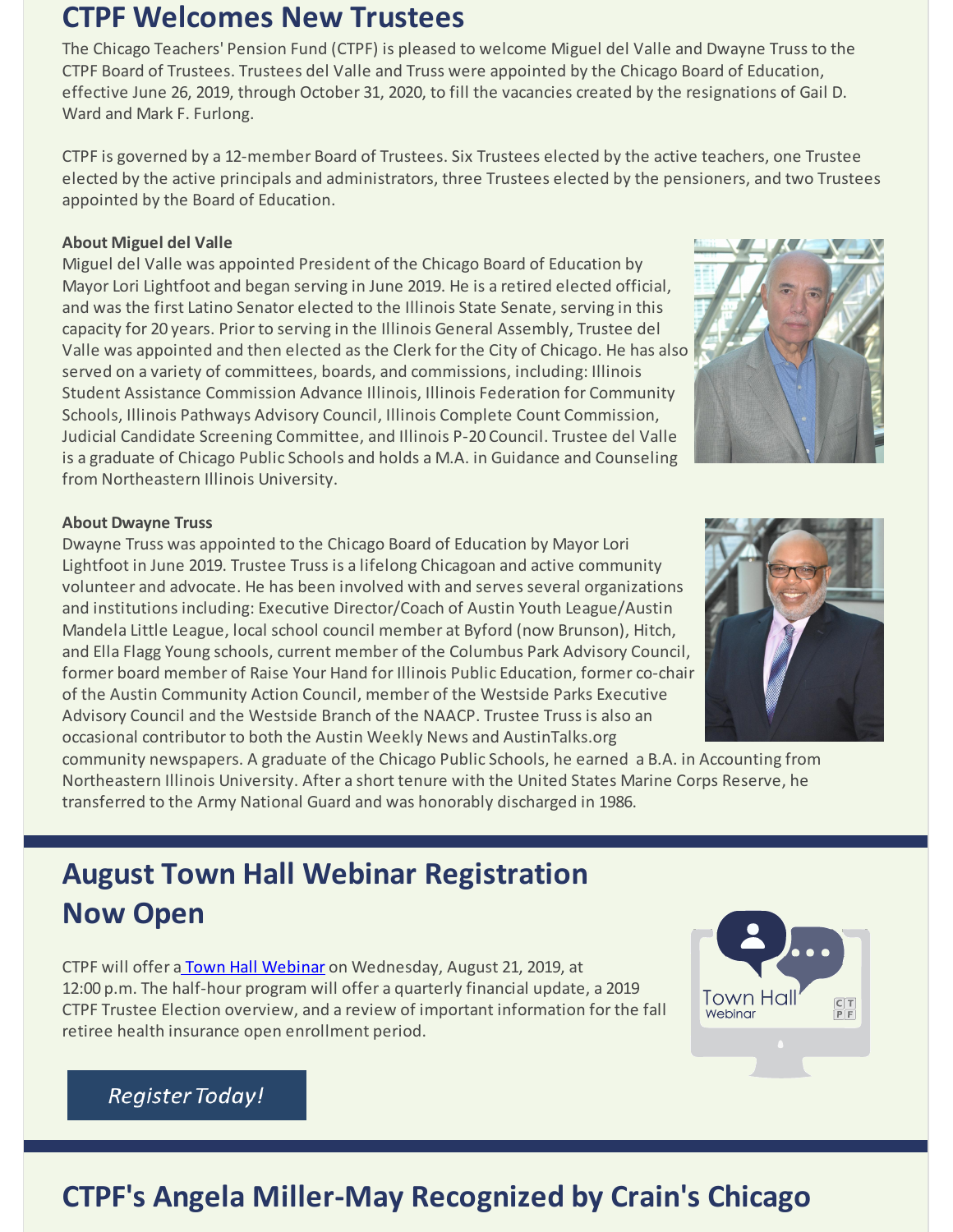## CTPF Welcomes New Trustees

The Chicago Teachers' Pension Fund (CTPF) is pleased to welcome Miguel del Valle and Dwayne Truss to the CTPF Board of Trustees. Trustees del Valle and Truss were appointed by the Chicago Board of Education, effective June 26, 2019, through October 31, 2020, to fill the vacancies created by the resignations of Gail D. Ward and Mark F. Furlong.

CTPF is governed by a 12-member Board of Trustees. Six Trustees elected by the active teachers, one Trustee elected by the active principals and administrators, three Trustees elected by the pensioners, and two Trustees appointed by the Board of Education.

**About Miguel del Valle**

Miguel del Valle was appointed President of the Chicago Board of Education by Mayor Lori Lightfoot and began serving in June 2019. He is a retired elected official, and was the first Latino Senator elected to the Illinois State Senate, serving in this capacity for 20 years. Prior to serving in the Illinois General Assembly, Trustee del Valle was appointed and then elected as the Clerk for the City of Chicago. He has also served on a variety of committees, boards, and commissions, including: Illinois Student Assistance Commission Advance Illinois, Illinois Federation for Community Schools, Illinois Pathways Advisory Council, Illinois Complete Count Commission, Judicial Candidate Screening Committee, and Illinois P-20 Council. Trustee del Valle is a graduate of Chicago Public Schools and holds a M.A. in Guidance and Counseling from Northeastern Illinois University.

**About Dwayne Truss**

Dwayne Truss was appointed to the Chicago Board of Education by Mayor Lori Lightfoot in June 2019. Trustee Truss is a lifelong Chicagoan and active community volunteer and advocate. He has been involved with and serves several organizations and institutions including: Executive Director/Coach of Austin Youth League/Austin Mandela Little League, local school council member at Byford (now Brunson), Hitch, and Ella Flagg Young schools, current member of the Columbus Park Advisory Council, former board member of Raise Your Hand for Illinois Public Education, former co-chair of the Austin Community Action Council, member of the Westside Parks Executive Advisory Council and the Westside Branch of the NAACP. Trustee Truss is also an occasional contributor to both the Austin Weekly News and AustinTalks.org community newspapers. A graduate of the Chicago Public Schools, he earned a B.A. in Accounting from Northeastern Illinois University. After a short tenure with the United States Marine Corps Reserve, he transferred to the Army National Guard and was honorably discharged in 1986.

## August Town Hall Webinar Registration Now Open

CTPF will offer a Town Hall Webinar on Wednesday, August 21, 2019, at 12:00 p.m. The half-hour program will offer a quarterly financial update, a 2019 CTPF Trustee Election overview, and a review of important information for the fall retiree health insurance open enrollment period.

*Register Today!*

## CTPF's Angela Miller-May Recognized by Crain's Chicago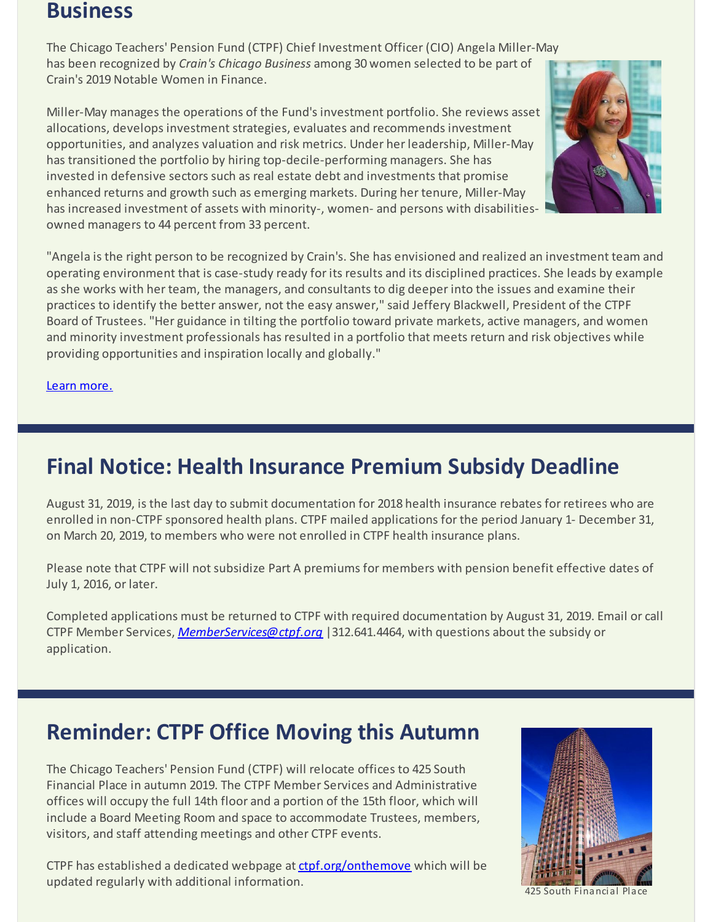## Business

The Chicago Teachers' Pension Fund (CTPF) Chief Investment Officer (CIO) Angela Miller-May has been recognized by *Crain's Chicago Business* among 30 women selected to be part of Crain's 2019 Notable Women in Finance.

Miller-May manages the operations of the Fund's investment portfolio. She reviews asset allocations, develops investment strategies, evaluates and recommends investment opportunities, and analyzes valuation and risk metrics. Under her leadership, Miller-May has transitioned the portfolio by hiring top-decile-performing managers. She has invested in defensive sectors such as real estate debt and investments that promise enhanced returns and growth such as emerging markets. During her tenure, Miller-May has increased investment of assets with minority-, women- and persons with disabilities-owned managers to 44 percent from 33 percent.

"Angela is the right person to be recognized by Crain's. She has envisioned and realized an investment team and operating environment that is case-study ready for its results and its disciplined practices. She leads by example as she works with her team, the managers, and consultants to dig deeper into the issues and examine their practices to identify the better answer, not the easy answer," said Jeffery Blackwell, President of the CTPF Board of Trustees. "Her guidance in tilting the portfolio toward private markets, active managers, and women and minority investment professionals has resulted in a portfolio that meets return and risk objectives while providing opportunities and inspiration locally and globally."

Learn more.

## Final Notice: Health Insurance Premium Subsidy Deadline

August 31, 2019, is the last day to submit documentation for 2018 health insurance rebates for retirees who are enrolled in non-CTPF sponsored health plans. CTPF mailed applications for the period January 1- December 31, on March 20, 2019, to members who were not enrolled in CTPF health insurance plans.

Please note that CTPF will not subsidize Part A premiums for members with pension benefit effective dates of July 1, 2016, or later.

Completed applications must be returned to CTPF with required documentation by August 31, 2019. Email or call CTPF Member Services, *MemberServices@ctpf.org* |312.641.4464, with questions about the subsidy or application.

## Reminder: CTPF Office Moving this Autumn

The Chicago Teachers' Pension Fund (CTPF) will relocate offices to 425 South Financial Place in autumn 2019. The CTPF Member Services and Administrative offices will occupy the full 14th floor and a portion of the 15th floor, which will include a Board Meeting Room and space to accommodate Trustees, members, visitors, and staff attending meetings and other CTPF events.

CTPF has established a dedicated webpage at ctpf.org/onthemove which will be updated regularly with additional information.

425 South Financial Place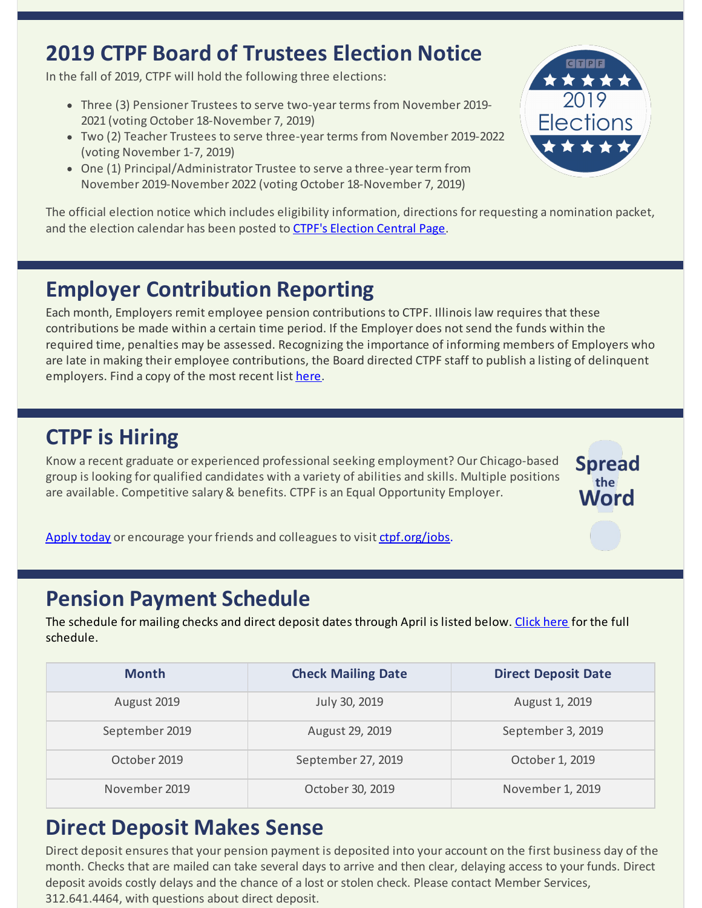## 2019 CTPF Board of Trustees Election Notice

In the fall of 2019, CTPF will hold the following three elections:

- Three (3) Pensioner Trustees to serve two-year terms from November 2019-2021 (voting October 18-November 7, 2019)
- Two (2) Teacher Trustees to serve three-year terms from November 2019-2022 (voting November 1-7, 2019)
- One (1) Principal/Administrator Trustee to serve a three-year term from November 2019-November 2022 (voting October 18-November 7, 2019)

The official election notice which includes eligibility information, directions for requesting a nomination packet, and the election calendar has been posted to CTPF's Election Central Page.

## Employer Contribution Reporting

Each month, Employers remit employee pension contributions to CTPF. Illinois law requires that these contributions be made within a certain time period. If the Employer does not send the funds within the required time, penalties may be assessed. Recognizing the importance of informing members of Employers who are late in making their employee contributions, the Board directed CTPF staff to publish a listing of delinquent employers. Find a copy of the most recent list here.

## CTPF is Hiring

Know a recent graduate or experienced professional seeking employment? Our Chicago-based group is looking for qualified candidates with a variety of abilities and skills. Multiple positions are available. Competitive salary & benefits. CTPF is an Equal Opportunity Employer.

Spread the Word

Apply today or encourage your friends and colleagues to visit ctpf.org/jobs.

## Pension Payment Schedule

The schedule for mailing checks and direct deposit dates through April is listed below. Click here for the full schedule.

| Month | Check Mailing Date | Direct Deposit Date |
|---|---|---|
| August 2019 | July 30, 2019 | August 1, 2019 |
| September 2019 | August 29, 2019 | September 3, 2019 |
| October 2019 | September 27, 2019 | October 1, 2019 |
| November 2019 | October 30, 2019 | November 1, 2019 |

## Direct Deposit Makes Sense

Direct deposit ensures that your pension payment is deposited into your account on the first business day of the month. Checks that are mailed can take several days to arrive and then clear, delaying access to your funds. Direct deposit avoids costly delays and the chance of a lost or stolen check. Please contact Member Services, 312.641.4464, with questions about direct deposit.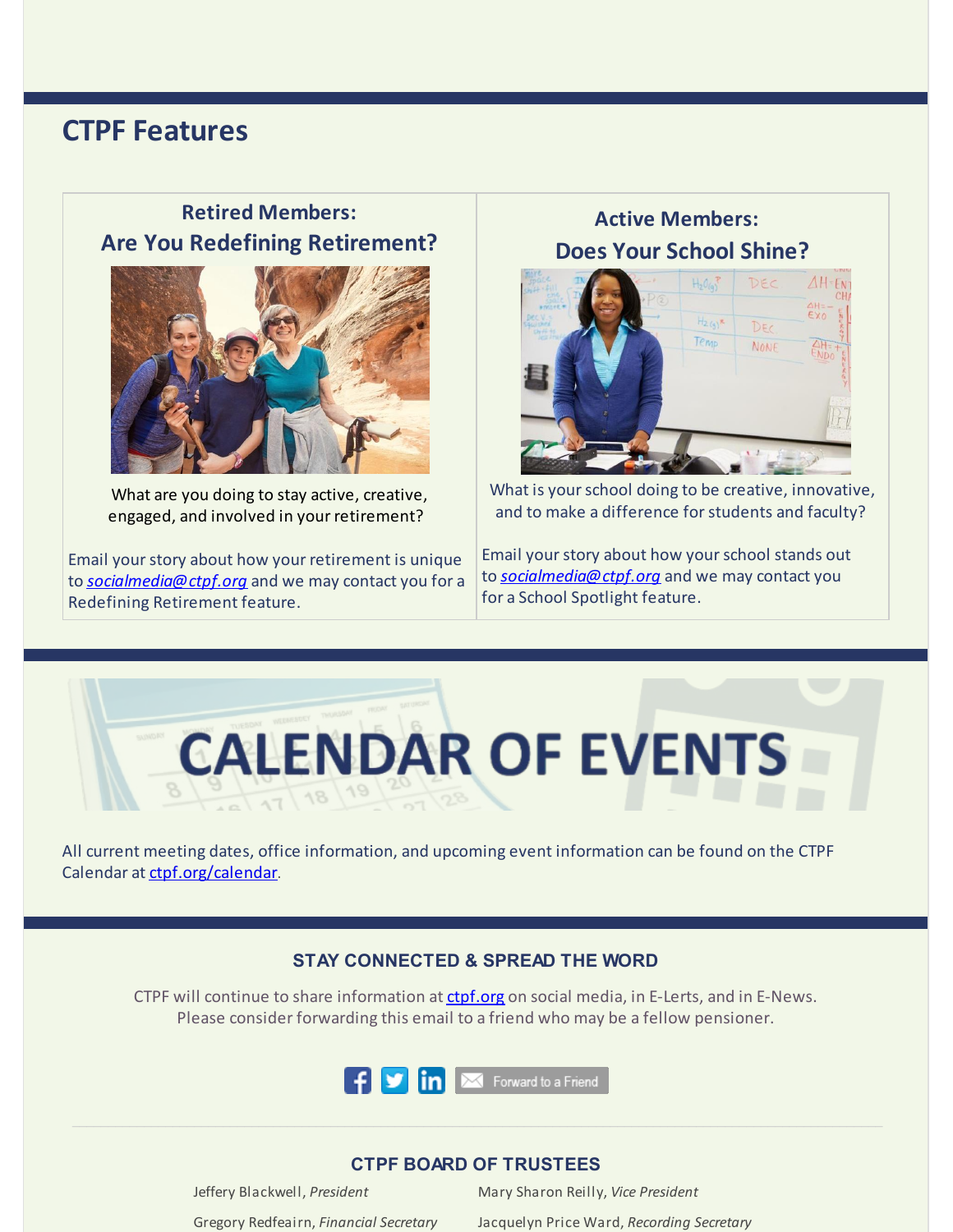## CTPF Features

### Retired Members: Are You Redefining Retirement?

What are you doing to stay active, creative, engaged, and involved in your retirement?

Email your story about how your retirement is unique to *socialmedia@ctpf.org* and we may contact you for a Redefining Retirement feature.

### Active Members: Does Your School Shine?

What is your school doing to be creative, innovative, and to make a difference for students and faculty?

Email your story about how your school stands out to *socialmedia@ctpf.org* and we may contact you for a School Spotlight feature.

## CALENDAR OF EVENTS

All current meeting dates, office information, and upcoming event information can be found on the CTPF Calendar at ctpf.org/calendar.

### STAY CONNECTED & SPREAD THE WORD

CTPF will continue to share information at ctpf.org on social media, in E-Lerts, and in E-News. Please consider forwarding this email to a friend who may be a fellow pensioner.

Forward to a Friend

### CTPF BOARD OF TRUSTEES

Jeffery Blackwell, *President*

Mary Sharon Reilly, *Vice President*

Gregory Redfeairn, *Financial Secretary*

Jacquelyn Price Ward, *Recording Secretary*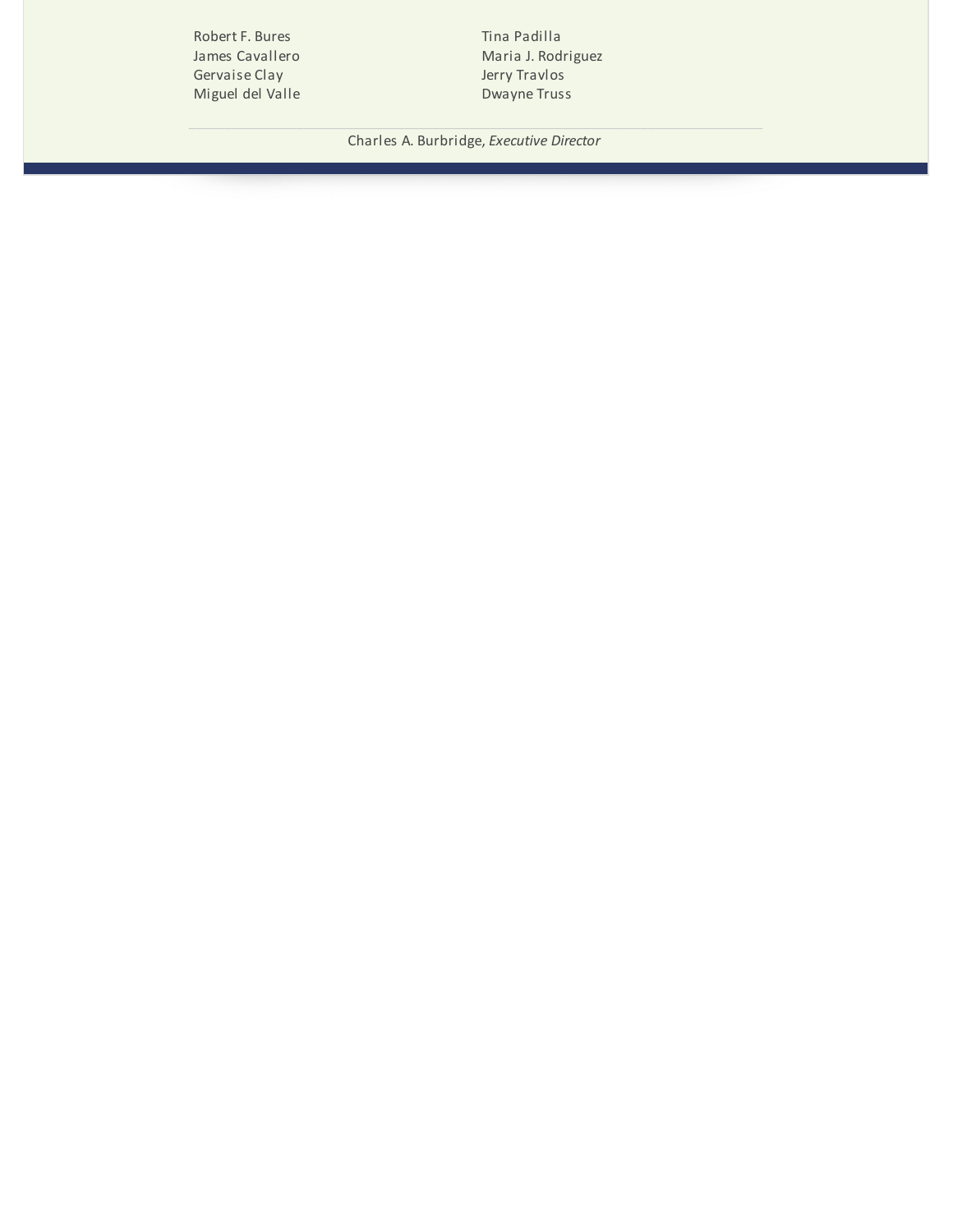Robert F. Bures
James Cavallero
Gervaise Clay
Miguel del Valle
Tina Padilla
Maria J. Rodriguez
Jerry Travlos
Dwayne Truss

---

Charles A. Burbridge, *Executive Director*